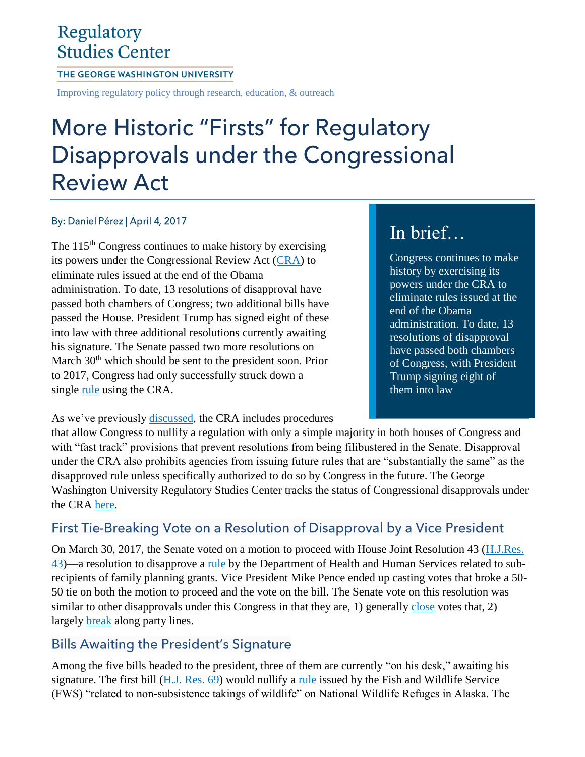Regulatory Studies Center

THE GEORGE WASHINGTON UNIVERSITY

Improving regulatory policy through research, education, & outreach

# More Historic "Firsts" for Regulatory Disapprovals under the Congressional Review Act

By: Daniel Pérez | April 4, 2017

> **In brief…**
>
> Congress continues to make history by exercising its powers under the CRA to eliminate rules issued at the end of the Obama administration. To date, 13 resolutions of disapproval have passed both chambers of Congress, with President Trump signing eight of them into law

The 115th Congress continues to make history by exercising its powers under the Congressional Review Act (CRA) to eliminate rules issued at the end of the Obama administration. To date, 13 resolutions of disapproval have passed both chambers of Congress; two additional bills have passed the House. President Trump has signed eight of these into law with three additional resolutions currently awaiting his signature. The Senate passed two more resolutions on March 30th which should be sent to the president soon. Prior to 2017, Congress had only successfully struck down a single rule using the CRA.

As we've previously discussed, the CRA includes procedures that allow Congress to nullify a regulation with only a simple majority in both houses of Congress and with "fast track" provisions that prevent resolutions from being filibustered in the Senate. Disapproval under the CRA also prohibits agencies from issuing future rules that are "substantially the same" as the disapproved rule unless specifically authorized to do so by Congress in the future. The George Washington University Regulatory Studies Center tracks the status of Congressional disapprovals under the CRA here.

## First Tie-Breaking Vote on a Resolution of Disapproval by a Vice President

On March 30, 2017, the Senate voted on a motion to proceed with House Joint Resolution 43 (H.J.Res. 43)—a resolution to disapprove a rule by the Department of Health and Human Services related to sub-recipients of family planning grants. Vice President Mike Pence ended up casting votes that broke a 50-50 tie on both the motion to proceed and the vote on the bill. The Senate vote on this resolution was similar to other disapprovals under this Congress in that they are, 1) generally close votes that, 2) largely break along party lines.

## Bills Awaiting the President's Signature

Among the five bills headed to the president, three of them are currently "on his desk," awaiting his signature. The first bill (H.J. Res. 69) would nullify a rule issued by the Fish and Wildlife Service (FWS) "related to non-subsistence takings of wildlife" on National Wildlife Refuges in Alaska. The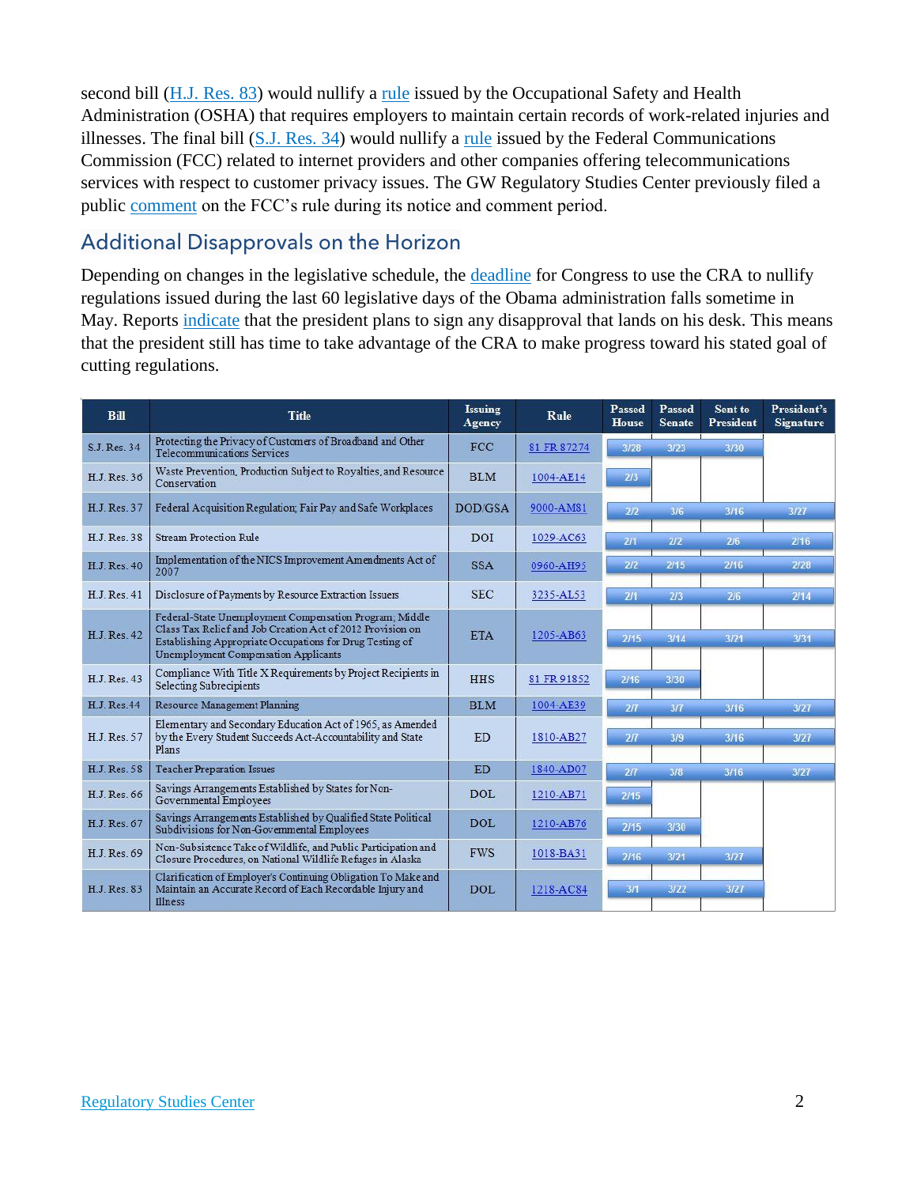second bill (H.J. Res. 83) would nullify a rule issued by the Occupational Safety and Health Administration (OSHA) that requires employers to maintain certain records of work-related injuries and illnesses. The final bill (S.J. Res. 34) would nullify a rule issued by the Federal Communications Commission (FCC) related to internet providers and other companies offering telecommunications services with respect to customer privacy issues. The GW Regulatory Studies Center previously filed a public comment on the FCC's rule during its notice and comment period.

## Additional Disapprovals on the Horizon

Depending on changes in the legislative schedule, the deadline for Congress to use the CRA to nullify regulations issued during the last 60 legislative days of the Obama administration falls sometime in May. Reports indicate that the president plans to sign any disapproval that lands on his desk. This means that the president still has time to take advantage of the CRA to make progress toward his stated goal of cutting regulations.

| Bill | Title | Issuing Agency | Rule | Passed House | Passed Senate | Sent to President | President's Signature |
|---|---|---|---|---|---|---|---|
| S.J. Res. 34 | Protecting the Privacy of Customers of Broadband and Other Telecommunications Services | FCC | 81 FR 87274 | 3/28 | 3/23 | 3/30 | |
| H.J. Res. 36 | Waste Prevention, Production Subject to Royalties, and Resource Conservation | BLM | 1004-AE14 | 2/3 | | | |
| H.J. Res. 37 | Federal Acquisition Regulation; Fair Pay and Safe Workplaces | DOD/GSA | 9000-AM81 | 2/2 | 3/6 | 3/16 | 3/27 |
| H.J. Res. 38 | Stream Protection Rule | DOI | 1029-AC63 | 2/1 | 2/2 | 2/6 | 2/16 |
| H.J. Res. 40 | Implementation of the NICS Improvement Amendments Act of 2007 | SSA | 0960-AH95 | 2/2 | 2/15 | 2/16 | 2/28 |
| H.J. Res. 41 | Disclosure of Payments by Resource Extraction Issuers | SEC | 3235-AL53 | 2/1 | 2/3 | 2/6 | 2/14 |
| H.J. Res. 42 | Federal-State Unemployment Compensation Program; Middle Class Tax Relief and Job Creation Act of 2012 Provision on Establishing Appropriate Occupations for Drug Testing of Unemployment Compensation Applicants | ETA | 1205-AB63 | 2/15 | 3/14 | 3/21 | 3/31 |
| H.J. Res. 43 | Compliance With Title X Requirements by Project Recipients in Selecting Subrecipients | HHS | 81 FR 91852 | 2/16 | 3/30 | | |
| H.J. Res.44 | Resource Management Planning | BLM | 1004-AE39 | 2/7 | 3/7 | 3/16 | 3/27 |
| H.J. Res. 57 | Elementary and Secondary Education Act of 1965, as Amended by the Every Student Succeeds Act-Accountability and State Plans | ED | 1810-AB27 | 2/7 | 3/9 | 3/16 | 3/27 |
| H.J. Res. 58 | Teacher Preparation Issues | ED | 1840-AD07 | 2/7 | 3/8 | 3/16 | 3/27 |
| H.J. Res. 66 | Savings Arrangements Established by States for Non-Governmental Employees | DOL | 1210-AB71 | 2/15 | | | |
| H.J. Res. 67 | Savings Arrangements Established by Qualified State Political Subdivisions for Non-Governmental Employees | DOL | 1210-AB76 | 2/15 | 3/30 | | |
| H.J. Res. 69 | Non-Subsistence Take of Wildlife, and Public Participation and Closure Procedures, on National Wildlife Refuges in Alaska | FWS | 1018-BA31 | 2/16 | 3/21 | 3/27 | |
| H.J. Res. 83 | Clarification of Employer's Continuing Obligation To Make and Maintain an Accurate Record of Each Recordable Injury and Illness | DOL | 1218-AC84 | 3/1 | 3/22 | 3/27 | |